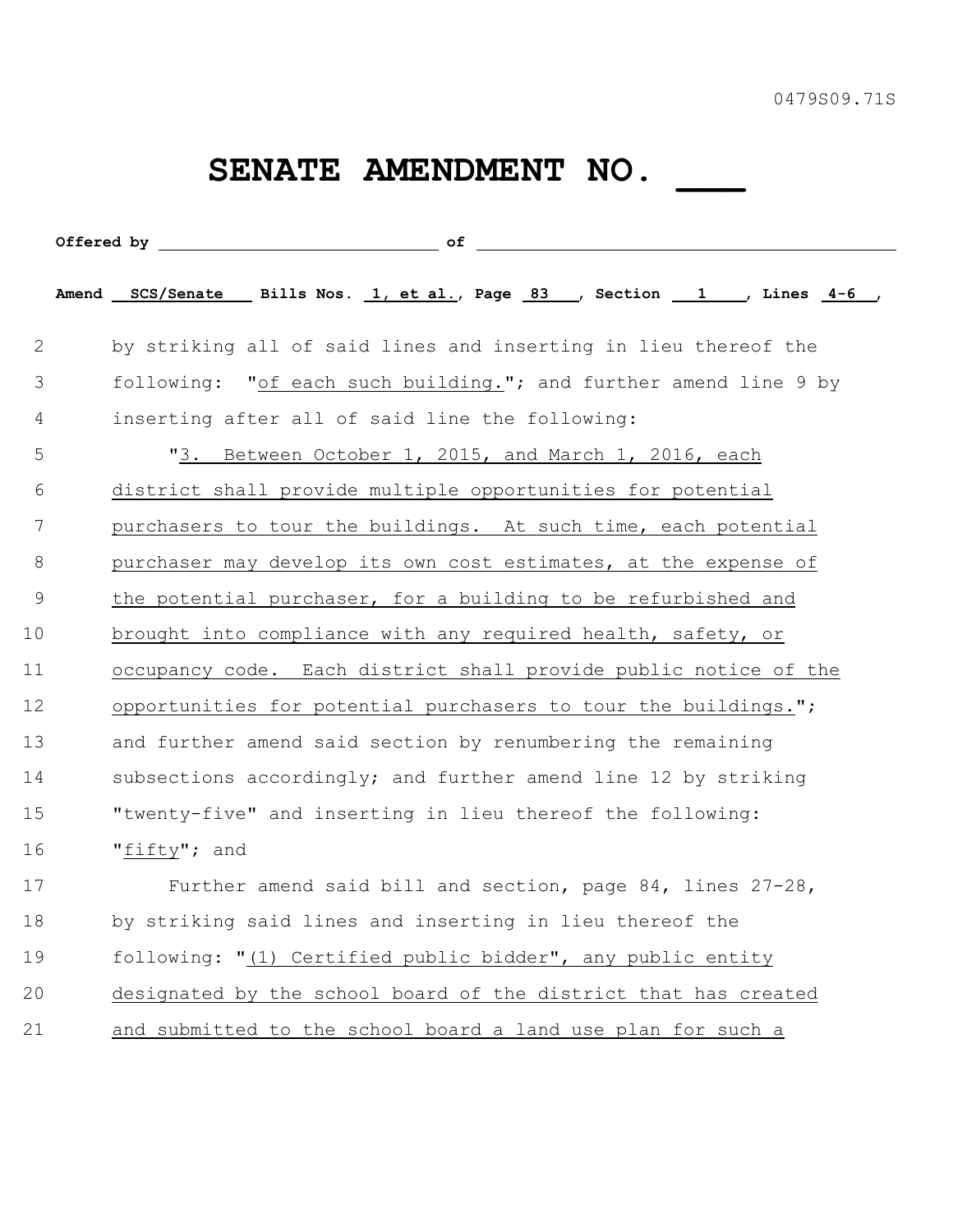0479S09.71S

# SENATE AMENDMENT NO. ___

**Offered by** ____________________________ **of** ________________________________________

**Amend** SCS/Senate **Bills Nos.** 1, et al.**, Page** 83 **, Section** 1 **, Lines** 4-6 **,**

2 by striking all of said lines and inserting in lieu thereof the
3 following: "of each such building."; and further amend line 9 by
4 inserting after all of said line the following:
5 "3. Between October 1, 2015, and March 1, 2016, each
6 district shall provide multiple opportunities for potential
7 purchasers to tour the buildings. At such time, each potential
8 purchaser may develop its own cost estimates, at the expense of
9 the potential purchaser, for a building to be refurbished and
10 brought into compliance with any required health, safety, or
11 occupancy code. Each district shall provide public notice of the
12 opportunities for potential purchasers to tour the buildings.";
13 and further amend said section by renumbering the remaining
14 subsections accordingly; and further amend line 12 by striking
15 "twenty-five" and inserting in lieu thereof the following:
16 "fifty"; and
17 Further amend said bill and section, page 84, lines 27-28,
18 by striking said lines and inserting in lieu thereof the
19 following: "(1) Certified public bidder", any public entity
20 designated by the school board of the district that has created
21 and submitted to the school board a land use plan for such a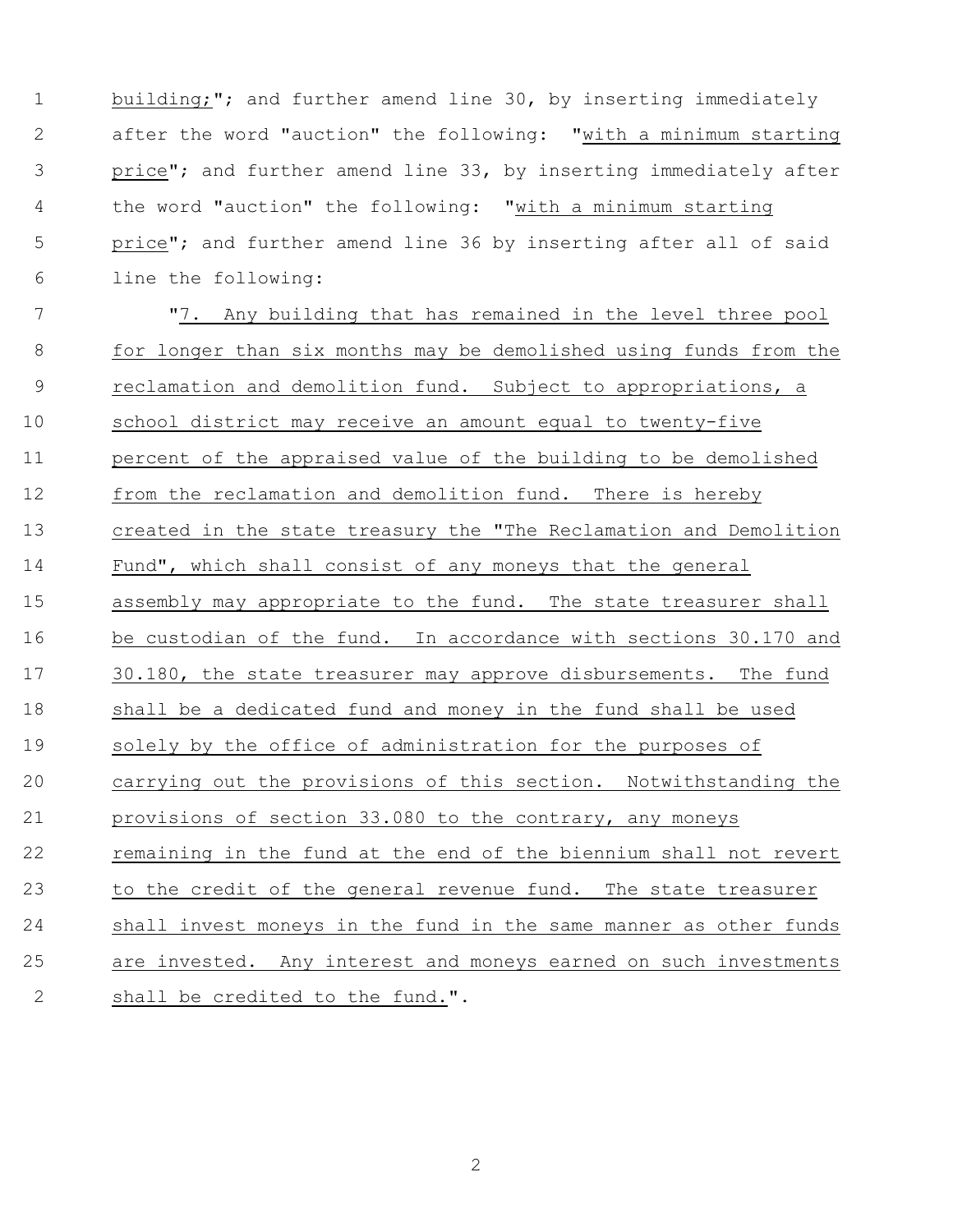building;"; and further amend line 30, by inserting immediately after the word "auction" the following: "with a minimum starting price"; and further amend line 33, by inserting immediately after the word "auction" the following: "with a minimum starting price"; and further amend line 36 by inserting after all of said line the following:

"7. Any building that has remained in the level three pool for longer than six months may be demolished using funds from the reclamation and demolition fund. Subject to appropriations, a school district may receive an amount equal to twenty-five percent of the appraised value of the building to be demolished from the reclamation and demolition fund. There is hereby created in the state treasury the "The Reclamation and Demolition Fund", which shall consist of any moneys that the general assembly may appropriate to the fund. The state treasurer shall be custodian of the fund. In accordance with sections 30.170 and 30.180, the state treasurer may approve disbursements. The fund shall be a dedicated fund and money in the fund shall be used solely by the office of administration for the purposes of carrying out the provisions of this section. Notwithstanding the provisions of section 33.080 to the contrary, any moneys remaining in the fund at the end of the biennium shall not revert to the credit of the general revenue fund. The state treasurer shall invest moneys in the fund in the same manner as other funds are invested. Any interest and moneys earned on such investments shall be credited to the fund.".